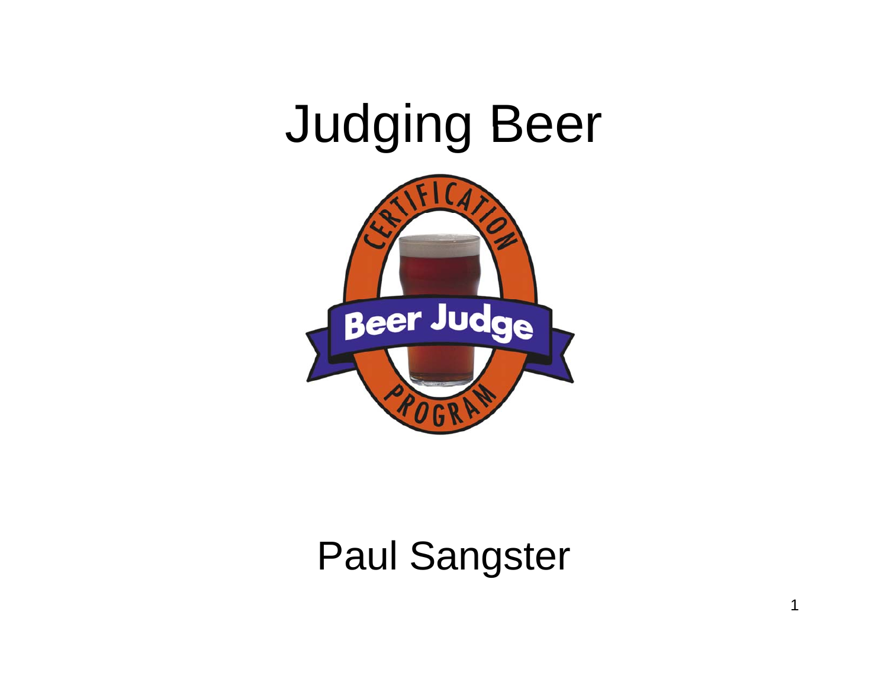# Judging Beer

Paul Sangster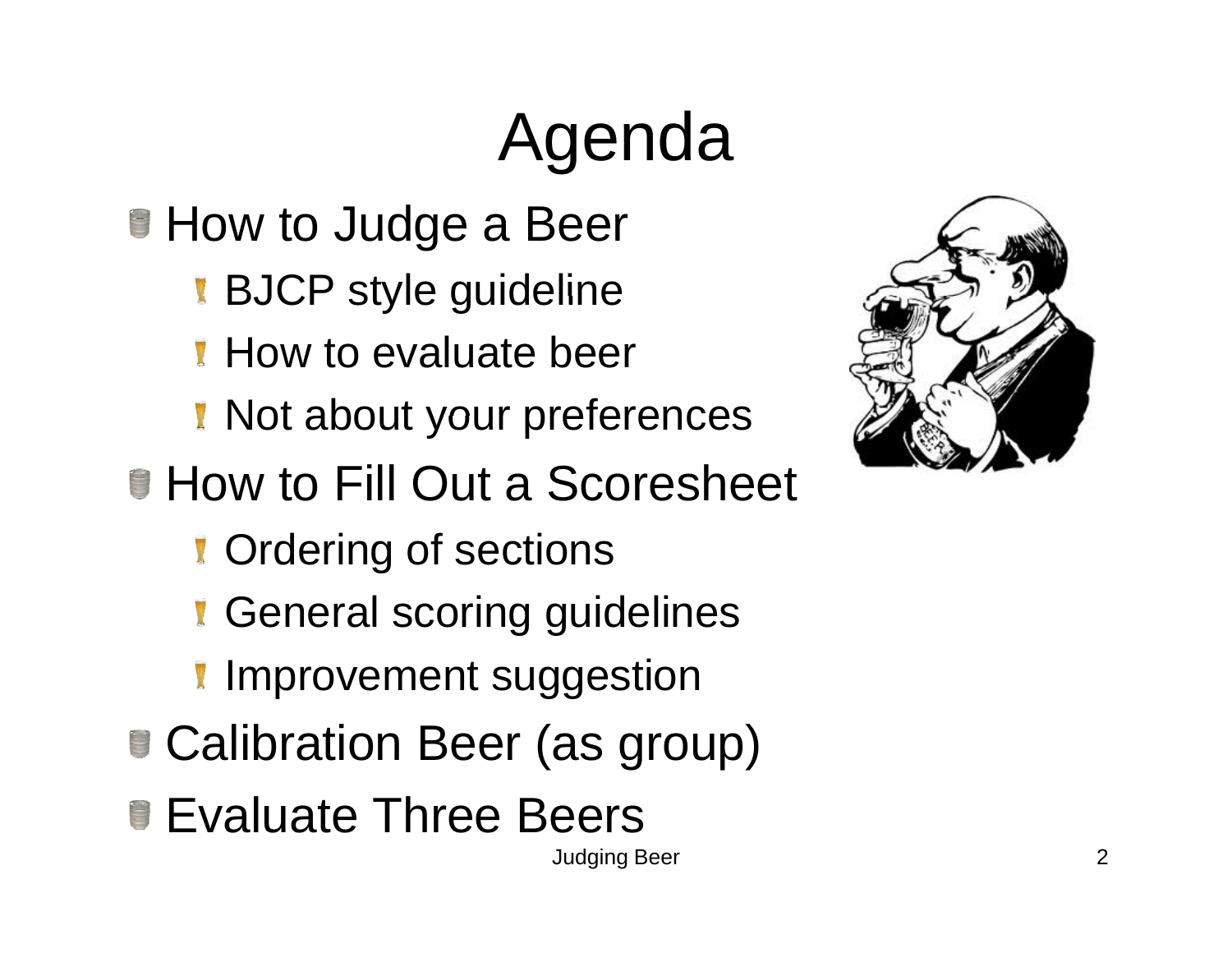# Agenda

- How to Judge a Beer
  - BJCP style guideline
  - How to evaluate beer
  - Not about your preferences
- How to Fill Out a Scoresheet
  - Ordering of sections
  - General scoring guidelines
  - Improvement suggestion
- Calibration Beer (as group)
- Evaluate Three Beers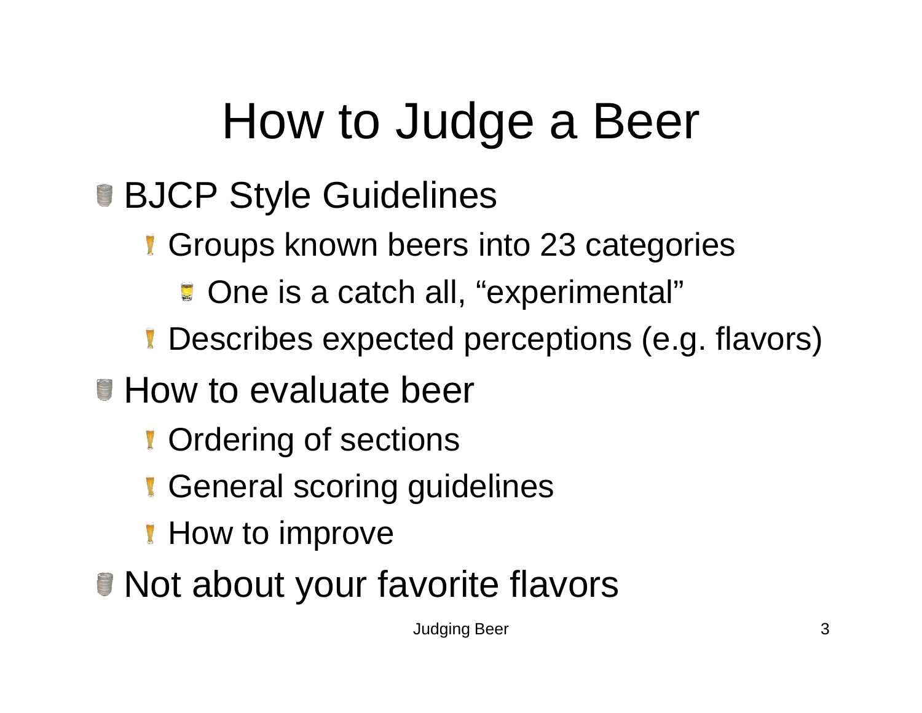# How to Judge a Beer

- BJCP Style Guidelines
  - Groups known beers into 23 categories
    - One is a catch all, “experimental”
  - Describes expected perceptions (e.g. flavors)
- How to evaluate beer
  - Ordering of sections
  - General scoring guidelines
  - How to improve
- Not about your favorite flavors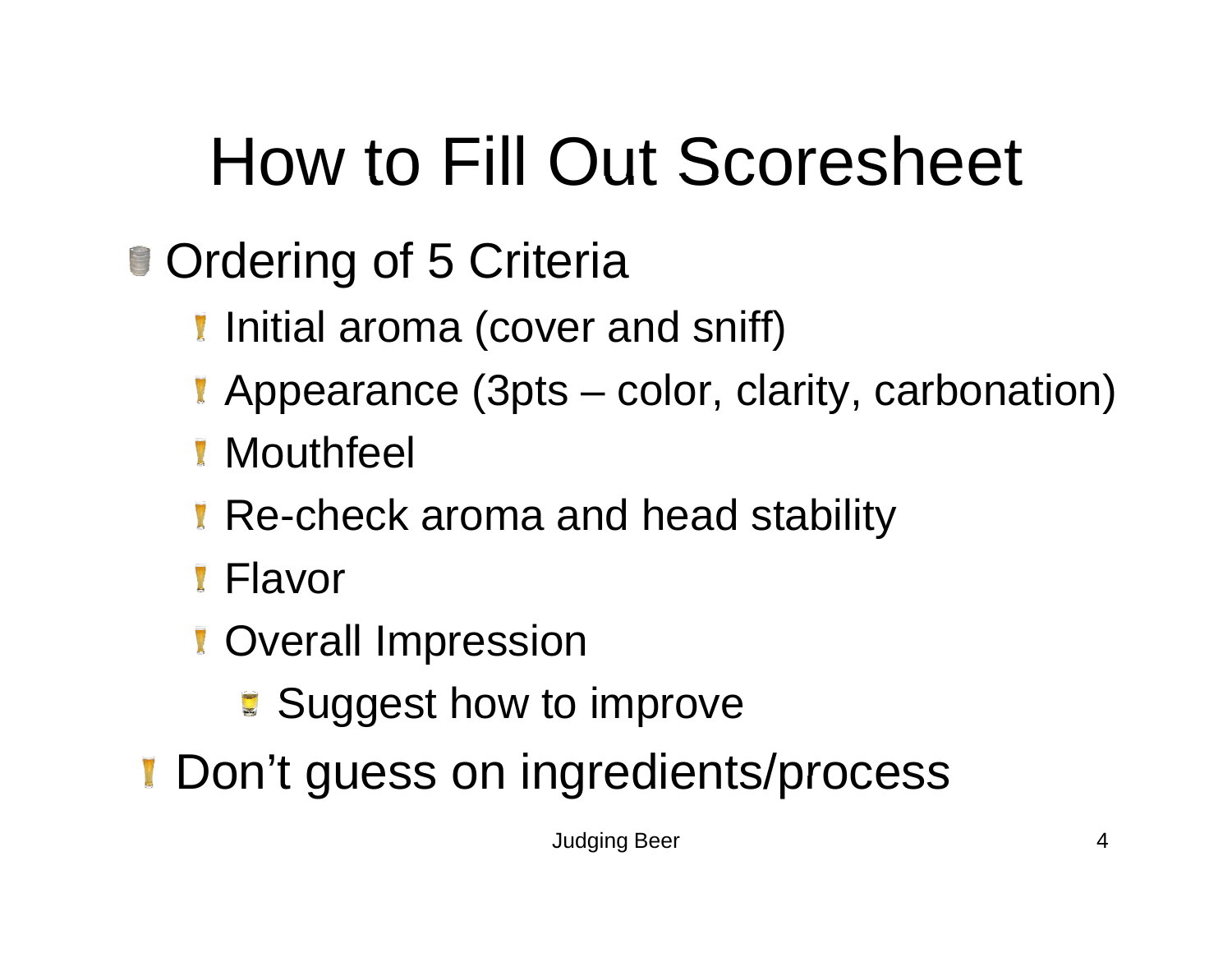# How to Fill Out Scoresheet

- Ordering of 5 Criteria
  - Initial aroma (cover and sniff)
  - Appearance (3pts – color, clarity, carbonation)
  - Mouthfeel
  - Re-check aroma and head stability
  - Flavor
  - Overall Impression
    - Suggest how to improve
- Don't guess on ingredients/process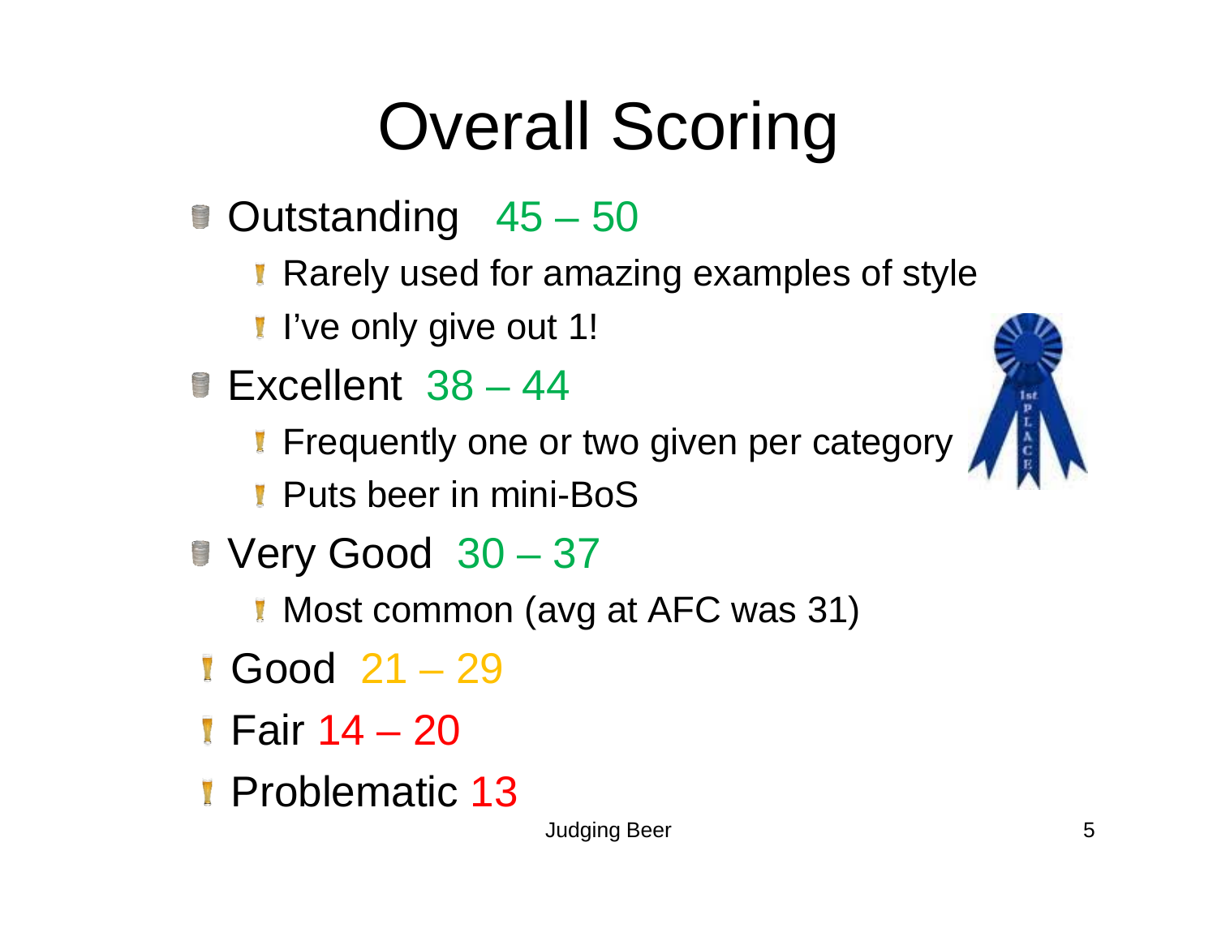# Overall Scoring

- Outstanding 45 – 50
  - Rarely used for amazing examples of style
  - I've only give out 1!
- Excellent 38 – 44
  - Frequently one or two given per category
  - Puts beer in mini-BoS
- Very Good 30 – 37
  - Most common (avg at AFC was 31)
- Good 21 – 29
- Fair 14 – 20
- Problematic 13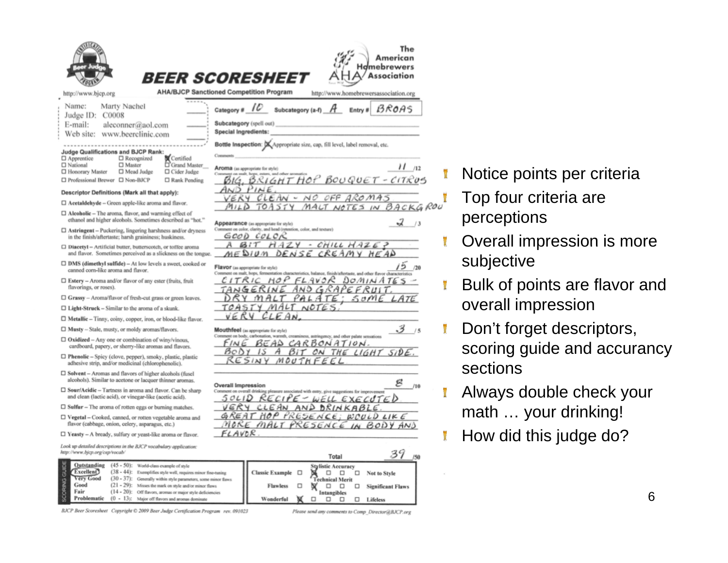# BEER SCORESHEET

AHA/BJCP Sanctioned Competition Program

http://www.bjcp.org

The American Homebrewers Association

http://www.homebrewersassociation.org

Name: Marty Nachel
Judge ID: C0008
E-mail: aleconner@aol.com
Web site: www.beerclinic.com

Category # 10 Subcategory (a-f) A Entry # BROAS

Subcategory (spell out)

Special Ingredients:

Bottle Inspection: [X] Appropriate size, cap, fill level, label removal, etc.

Comments

**Judge Qualifications and BJCP Rank:**

- [ ] Apprentice
- [ ] Recognized
- [X] Certified
- [ ] National
- [ ] Master
- [ ] Grand Master
- [ ] Honorary Master
- [ ] Mead Judge
- [ ] Cider Judge
- [ ] Professional Brewer
- [ ] Non-BJCP
- [ ] Rank Pending

**Descriptor Definitions (Mark all that apply):**

- [ ] **Acetaldehyde** – Green apple-like aroma and flavor.
- [ ] **Alcoholic** – The aroma, flavor, and warming effect of ethanol and higher alcohols. Sometimes described as "hot."
- [ ] **Astringent** – Puckering, lingering harshness and/or dryness in the finish/aftertaste; harsh graininess; huskiness.
- [ ] **Diacetyl** – Artificial butter, butterscotch, or toffee aroma and flavor. Sometimes perceived as a slickness on the tongue.
- [ ] **DMS (dimethyl sulfide)** – At low levels a sweet, cooked or canned corn-like aroma and flavor.
- [ ] **Estery** – Aroma and/or flavor of any ester (fruits, fruit flavorings, or roses).
- [ ] **Grassy** – Aroma/flavor of fresh-cut grass or green leaves.
- [ ] **Light-Struck** – Similar to the aroma of a skunk.
- [ ] **Metallic** – Tinny, coiny, copper, iron, or blood-like flavor.
- [ ] **Musty** – Stale, musty, or moldy aromas/flavors.
- [ ] **Oxidized** – Any one or combination of winy/vinous, cardboard, papery, or sherry-like aromas and flavors.
- [ ] **Phenolic** – Spicy (clove, pepper), smoky, plastic, plastic adhesive strip, and/or medicinal (chlorophenolic).
- [ ] **Solvent** – Aromas and flavors of higher alcohols (fusel alcohols). Similar to acetone or lacquer thinner aromas.
- [ ] **Sour/Acidic** – Tartness in aroma and flavor. Can be sharp and clean (lactic acid), or vinegar-like (acetic acid).
- [ ] **Sulfur** – The aroma of rotten eggs or burning matches.
- [ ] **Vegetal** – Cooked, canned, or rotten vegetable aroma and flavor (cabbage, onion, celery, asparagus, etc.)
- [ ] **Yeasty** – A bready, sulfury or yeast-like aroma or flavor.

*Look up detailed descriptions in the BJCP vocabulary application: http://www.bjcp.org/cep/vocab/*

**Aroma** (as appropriate for style) 11 /12
Comment on malt, hops, esters, and other aromatics
BIG, BRIGHT HOP BOUQUET - CITRUS AND PINE.
VERY CLEAN - NO OFF AROMAS
MILD TOASTY MALT NOTES IN BACKGROU

**Appearance** (as appropriate for style) 2 /3
Comment on color, clarity, and head (retention, color, and texture)
GOOD COLOR
A BIT HAZY - CHILL HAZE?
MEDIUM DENSE CREAMY HEAD

**Flavor** (as appropriate for style) 15 /20
Comment on malt, hops, fermentation characteristics, balance, finish/aftertaste, and other flavor characteristics
CITRIC HOP FLAVOR DOMINATES - TANGERINE AND GRAPEFRUIT.
DRY MALT PALATE; SOME LATE TOASTY MALT NOTES.
VERY CLEAN.

**Mouthfeel** (as appropriate for style) 3 /5
Comment on body, carbonation, warmth, creaminess, astringency, and other palate sensations
FINE BEAD CARBONATION.
BODY IS A BIT ON THE LIGHT SIDE.
RESINY MOUTHFEEL

**Overall Impression** 8 /10
Comment on overall drinking pleasure associated with entry, give suggestions for improvement
SOLID RECIPE - WELL EXECUTED
VERY CLEAN AND DRINKABLE.
GREAT HOP PRESENCE; WOULD LIKE MORE MALT PRESENCE IN BODY AND FLAVOR.

**Total** 39 /50

| Scoring Guide | | |
|---|---|---|
| Outstanding | (45 - 50): | World-class example of style |
| **Excellent** (circled) | (38 - 44): | Exemplifies style well, requires minor fine-tuning |
| Very Good | (30 - 37): | Generally within style parameters, some minor flaws |
| Good | (21 - 29): | Misses the mark on style and/or minor flaws |
| Fair | (14 - 20): | Off flavors, aromas or major style deficiencies |
| Problematic | (0 - 13): | Major off flavors and aromas dominate |

| | | | | | |
|---|---|---|---|---|---|
| | Stylistic Accuracy | | | | |
| Classic Example | [ ] | [X] | [ ] | [ ] | [ ] Not to Style |
| | Technical Merit | | | | |
| Flawless | [ ] | [X] | [ ] | [ ] | [ ] Significant Flaws |
| | Intangibles | | | | |
| Wonderful | [X] | [ ] | [ ] | [ ] | [ ] Lifeless |

BJCP Beer Scoresheet Copyright © 2009 Beer Judge Certification Program rev. 091023

Please send any comments to Comp_Director@BJCP.org

- Notice points per criteria
- Top four criteria are perceptions
- Overall impression is more subjective
- Bulk of points are flavor and overall impression
- Don't forget descriptors, scoring guide and accurancy sections
- Always double check your math … your drinking!
- How did this judge do?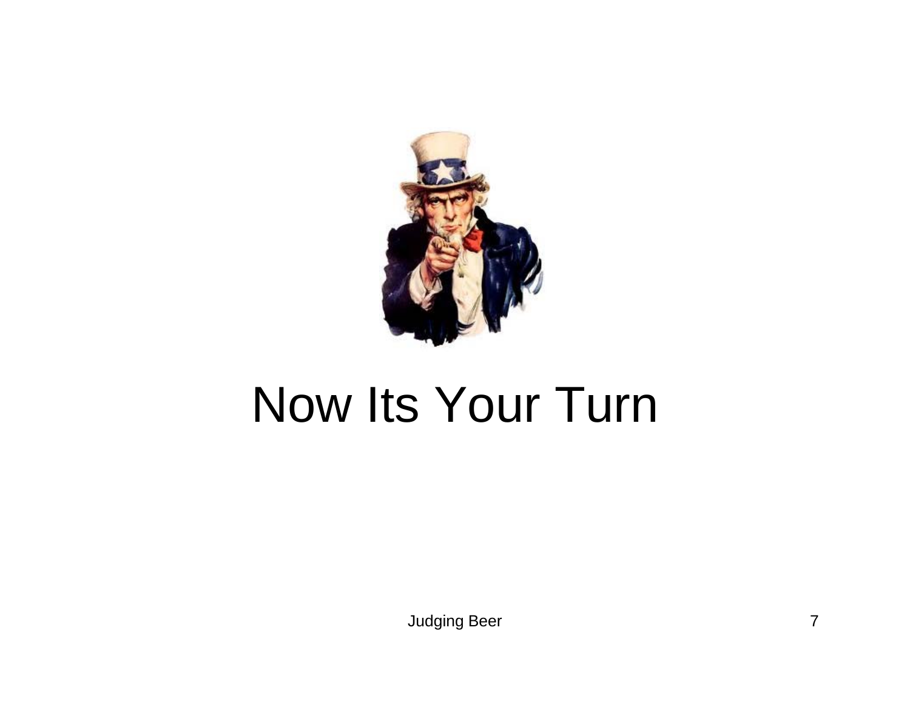# Now Its Your Turn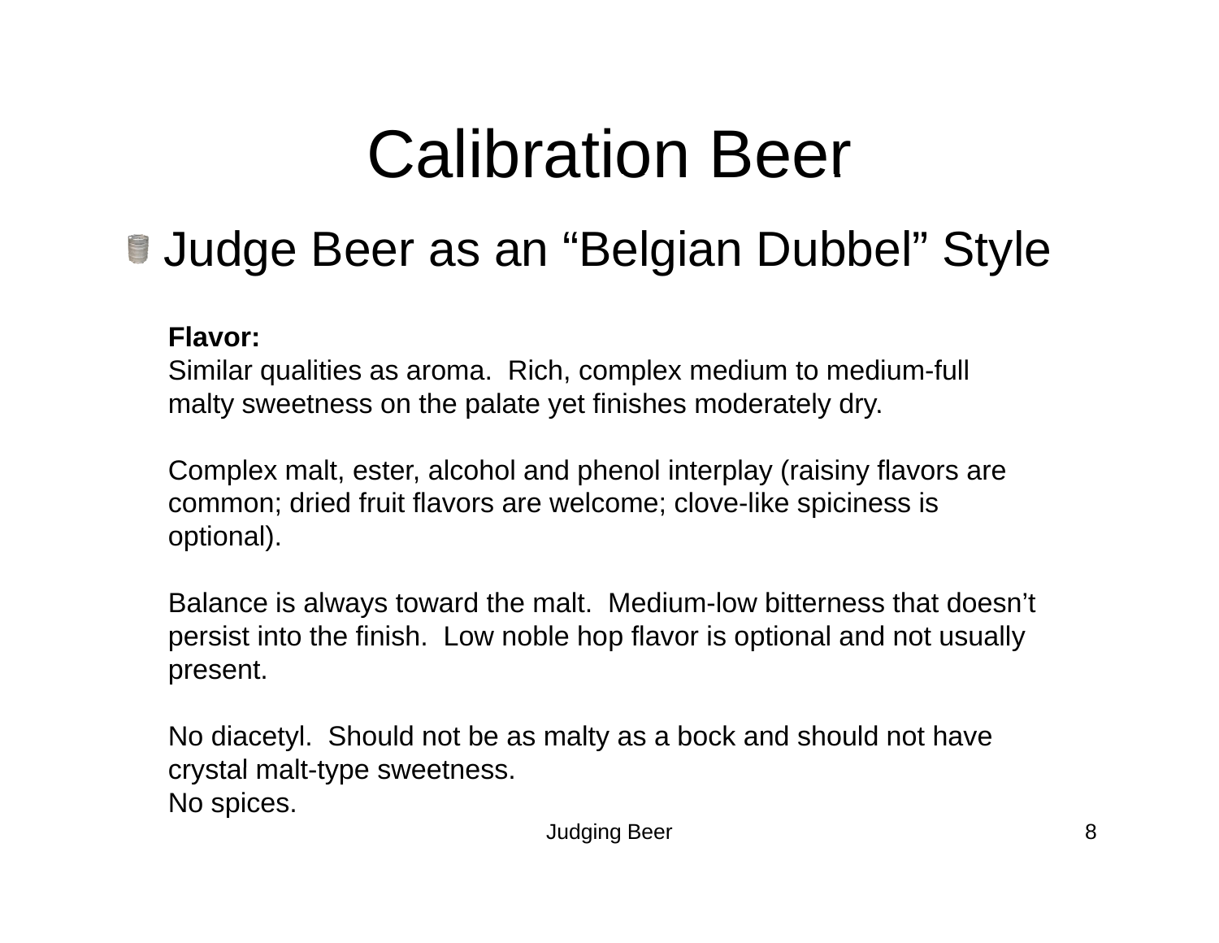# Calibration Beer

- Judge Beer as an “Belgian Dubbel” Style

**Flavor:**
Similar qualities as aroma. Rich, complex medium to medium-full malty sweetness on the palate yet finishes moderately dry.

Complex malt, ester, alcohol and phenol interplay (raisiny flavors are common; dried fruit flavors are welcome; clove-like spiciness is optional).

Balance is always toward the malt. Medium-low bitterness that doesn’t persist into the finish. Low noble hop flavor is optional and not usually present.

No diacetyl. Should not be as malty as a bock and should not have crystal malt-type sweetness.
No spices.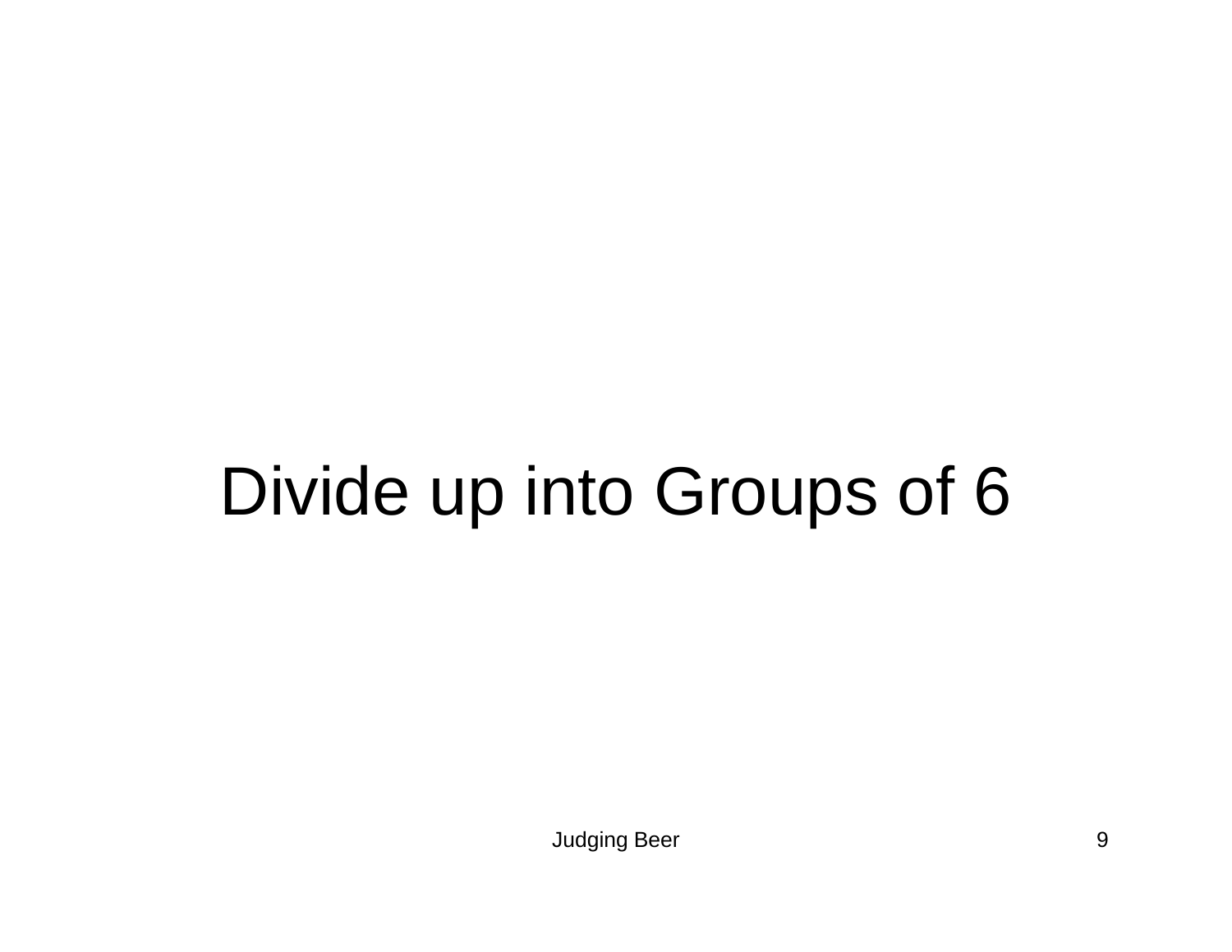# Divide up into Groups of 6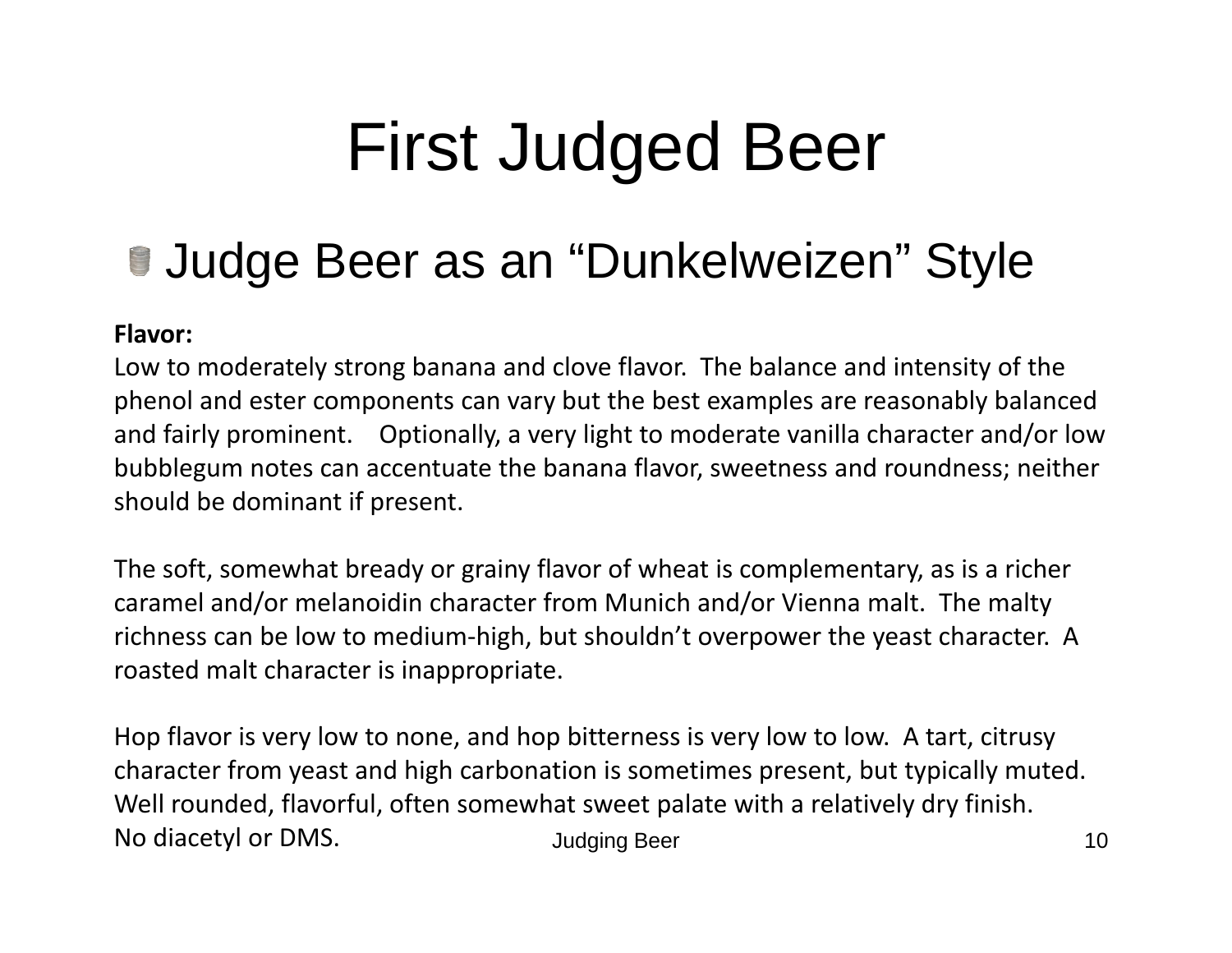# First Judged Beer

- Judge Beer as an “Dunkelweizen” Style

**Flavor:**
Low to moderately strong banana and clove flavor. The balance and intensity of the phenol and ester components can vary but the best examples are reasonably balanced and fairly prominent. Optionally, a very light to moderate vanilla character and/or low bubblegum notes can accentuate the banana flavor, sweetness and roundness; neither should be dominant if present.

The soft, somewhat bready or grainy flavor of wheat is complementary, as is a richer caramel and/or melanoidin character from Munich and/or Vienna malt. The malty richness can be low to medium-high, but shouldn’t overpower the yeast character. A roasted malt character is inappropriate.

Hop flavor is very low to none, and hop bitterness is very low to low. A tart, citrusy character from yeast and high carbonation is sometimes present, but typically muted. Well rounded, flavorful, often somewhat sweet palate with a relatively dry finish. No diacetyl or DMS.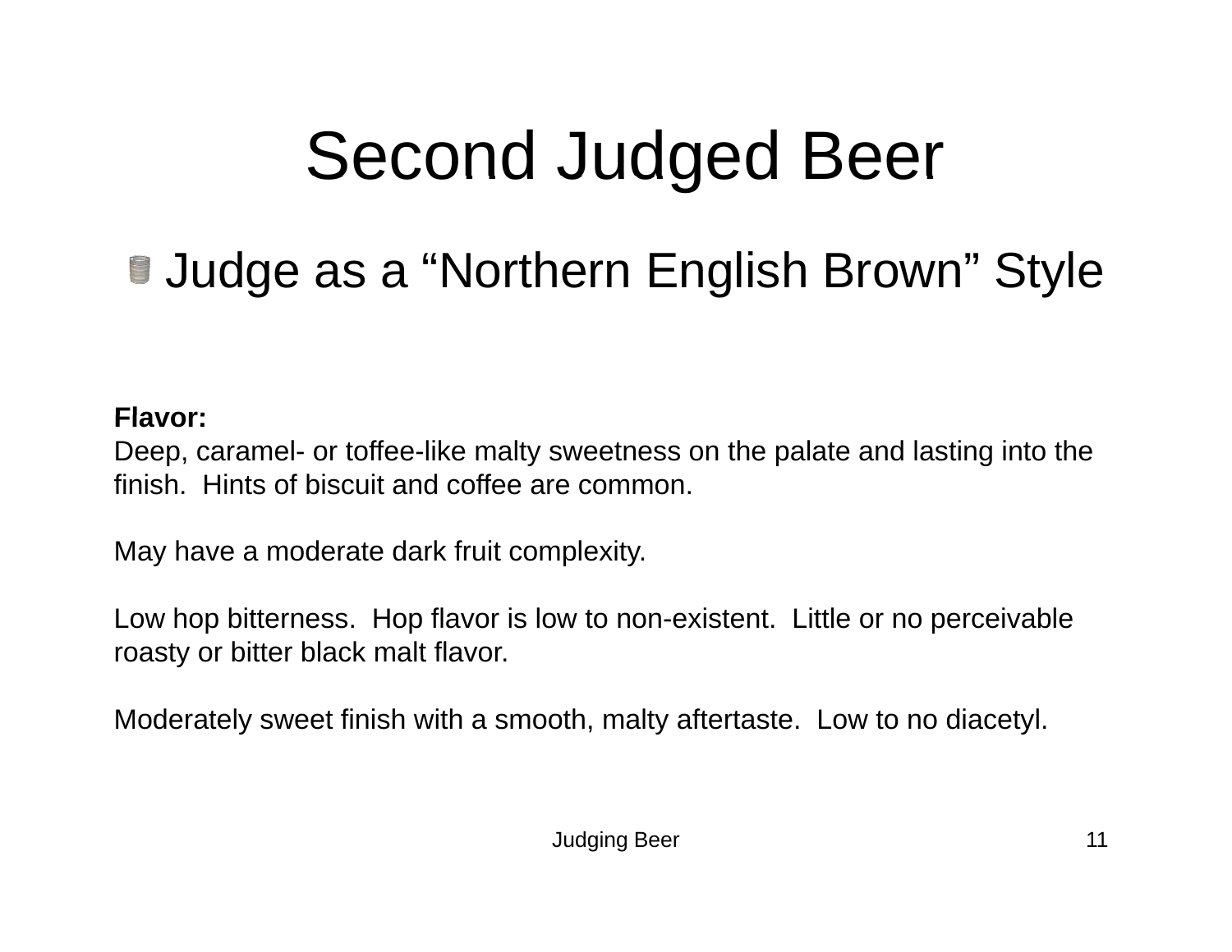# Second Judged Beer

- Judge as a “Northern English Brown” Style

**Flavor:**
Deep, caramel- or toffee-like malty sweetness on the palate and lasting into the finish. Hints of biscuit and coffee are common.

May have a moderate dark fruit complexity.

Low hop bitterness. Hop flavor is low to non-existent. Little or no perceivable roasty or bitter black malt flavor.

Moderately sweet finish with a smooth, malty aftertaste. Low to no diacetyl.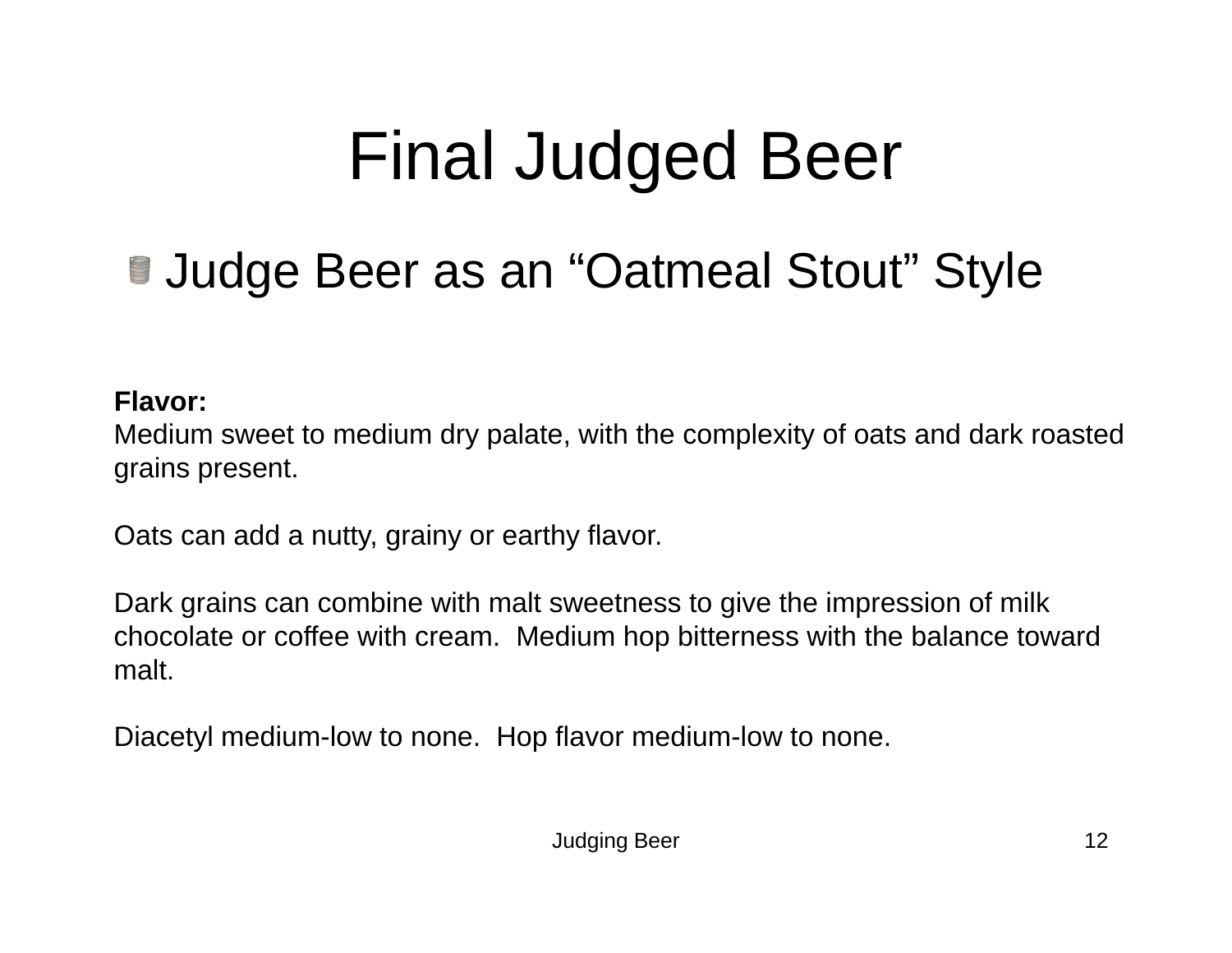# Final Judged Beer

- Judge Beer as an “Oatmeal Stout” Style

**Flavor:**
Medium sweet to medium dry palate, with the complexity of oats and dark roasted grains present.

Oats can add a nutty, grainy or earthy flavor.

Dark grains can combine with malt sweetness to give the impression of milk chocolate or coffee with cream. Medium hop bitterness with the balance toward malt.

Diacetyl medium-low to none. Hop flavor medium-low to none.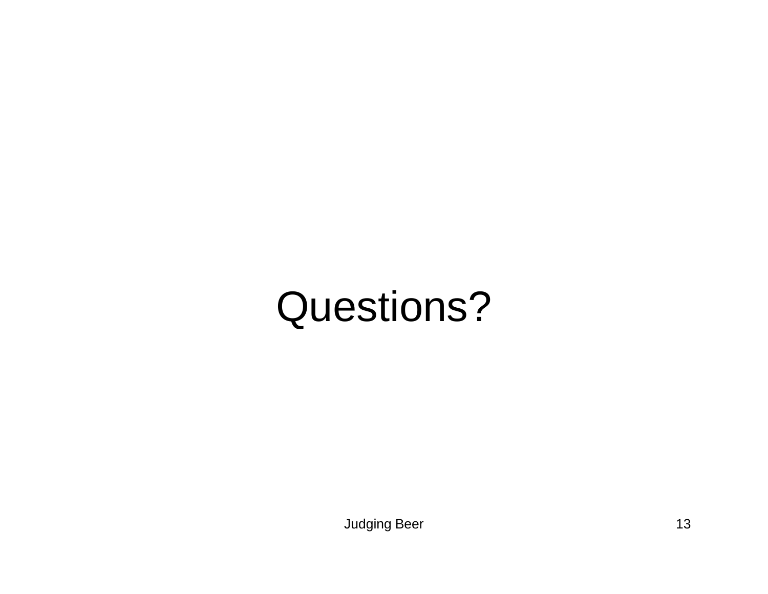# Questions?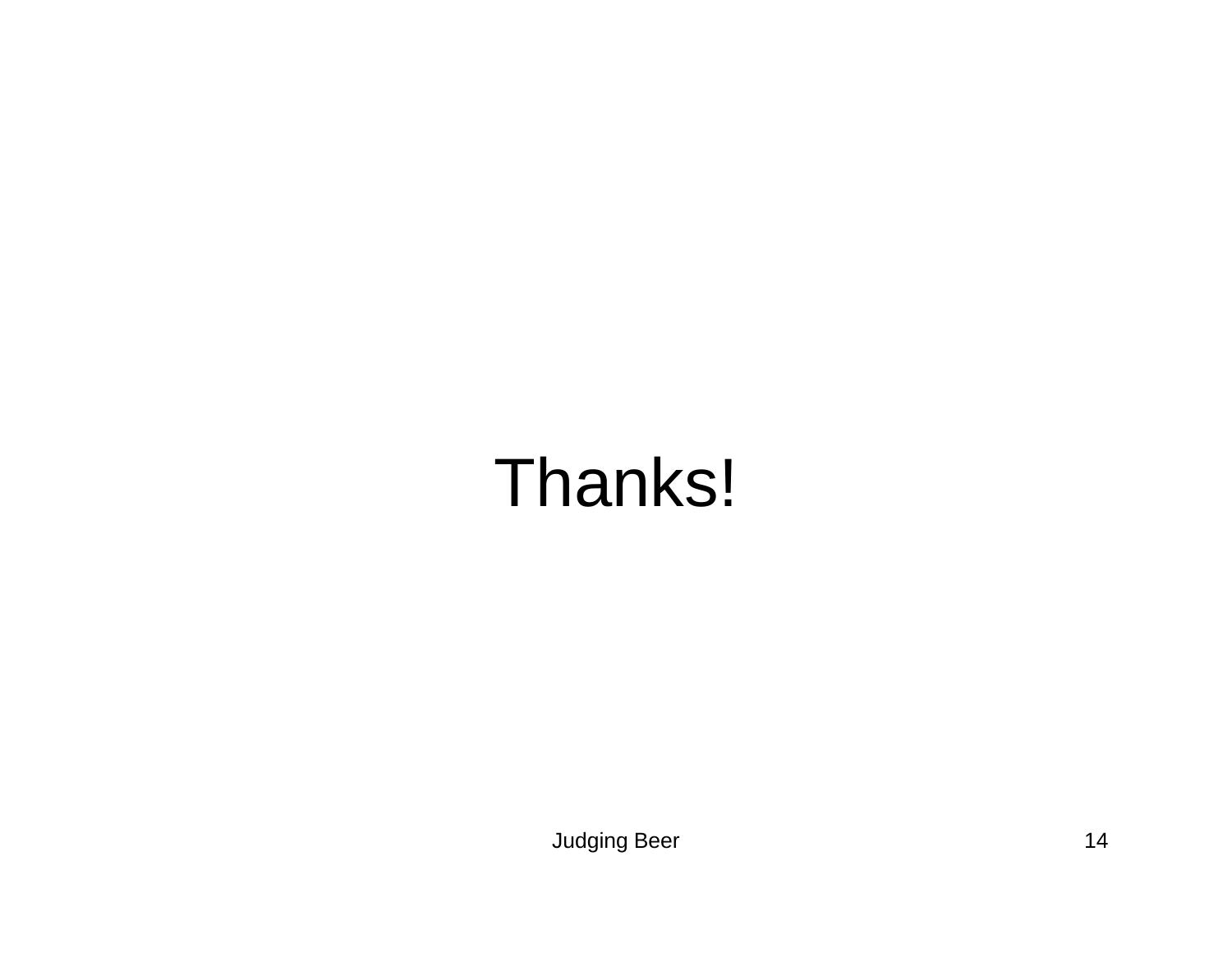Thanks!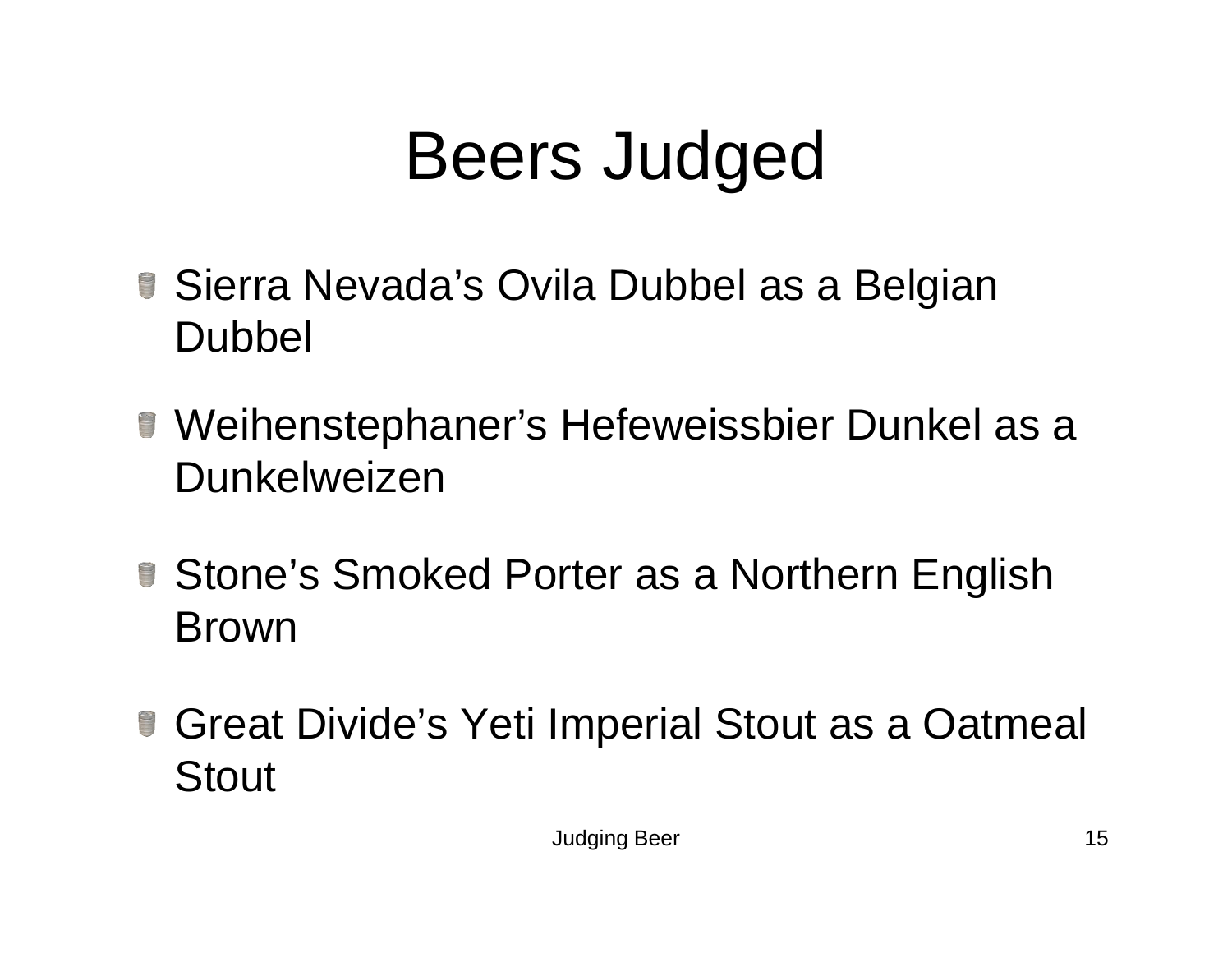# Beers Judged

- Sierra Nevada's Ovila Dubbel as a Belgian Dubbel
- Weihenstephaner's Hefeweissbier Dunkel as a Dunkelweizen
- Stone's Smoked Porter as a Northern English Brown
- Great Divide's Yeti Imperial Stout as a Oatmeal Stout